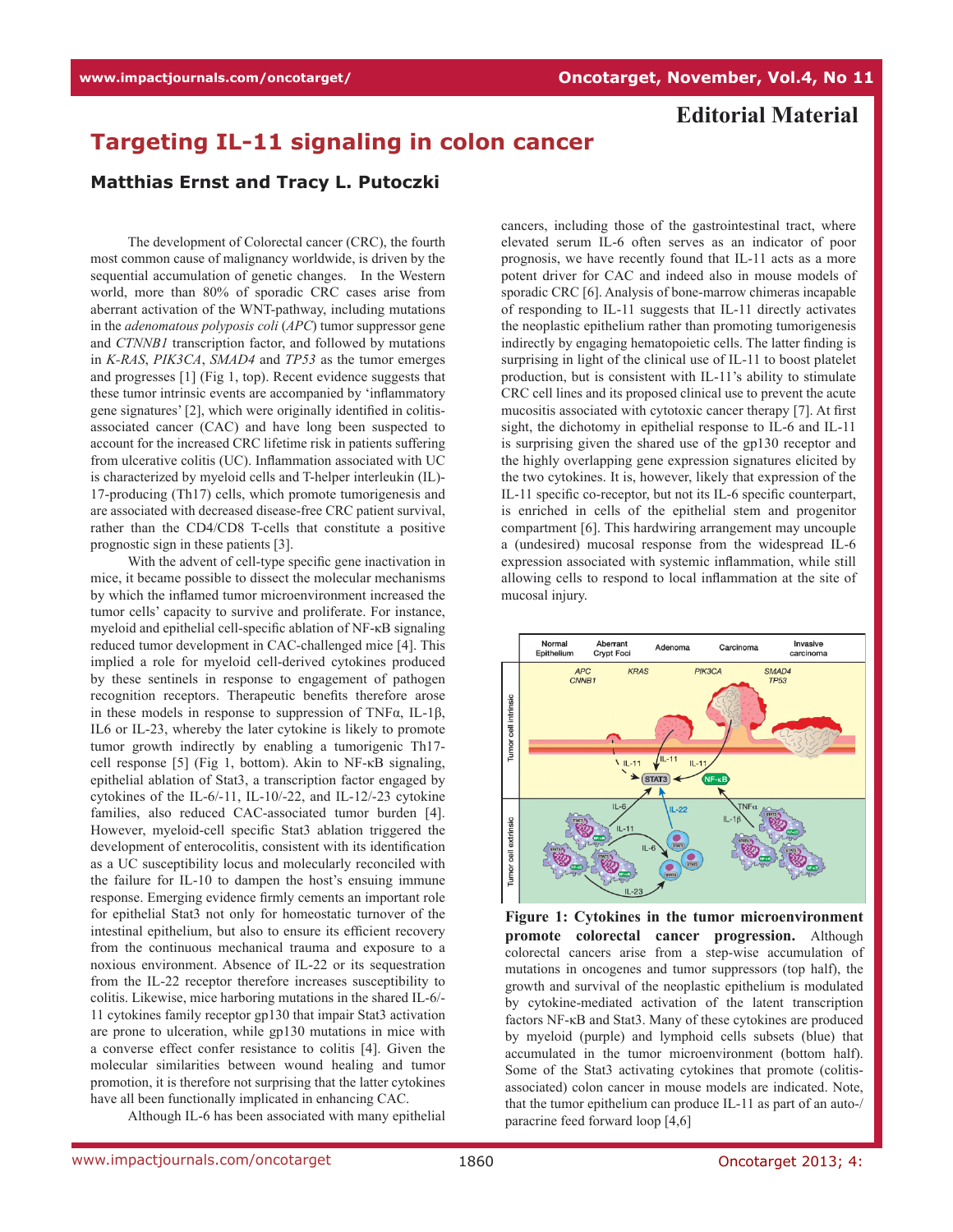Editorial Material

# Targeting IL-11 signaling in colon cancer

**Matthias Ernst and Tracy L. Putoczki**

The development of Colorectal cancer (CRC), the fourth most common cause of malignancy worldwide, is driven by the sequential accumulation of genetic changes. In the Western world, more than 80% of sporadic CRC cases arise from aberrant activation of the WNT-pathway, including mutations in the *adenomatous polyposis coli* (*APC*) tumor suppressor gene and *CTNNB1* transcription factor, and followed by mutations in *K-RAS*, *PIK3CA*, *SMAD4* and *TP53* as the tumor emerges and progresses [1] (Fig 1, top). Recent evidence suggests that these tumor intrinsic events are accompanied by 'inflammatory gene signatures' [2], which were originally identified in colitis-associated cancer (CAC) and have long been suspected to account for the increased CRC lifetime risk in patients suffering from ulcerative colitis (UC). Inflammation associated with UC is characterized by myeloid cells and T-helper interleukin (IL)-17-producing (Th17) cells, which promote tumorigenesis and are associated with decreased disease-free CRC patient survival, rather than the CD4/CD8 T-cells that constitute a positive prognostic sign in these patients [3].

With the advent of cell-type specific gene inactivation in mice, it became possible to dissect the molecular mechanisms by which the inflamed tumor microenvironment increased the tumor cells' capacity to survive and proliferate. For instance, myeloid and epithelial cell-specific ablation of NF-κB signaling reduced tumor development in CAC-challenged mice [4]. This implied a role for myeloid cell-derived cytokines produced by these sentinels in response to engagement of pathogen recognition receptors. Therapeutic benefits therefore arose in these models in response to suppression of TNFα, IL-1β, IL6 or IL-23, whereby the later cytokine is likely to promote tumor growth indirectly by enabling a tumorigenic Th17-cell response [5] (Fig 1, bottom). Akin to NF-κB signaling, epithelial ablation of Stat3, a transcription factor engaged by cytokines of the IL-6/-11, IL-10/-22, and IL-12/-23 cytokine families, also reduced CAC-associated tumor burden [4]. However, myeloid-cell specific Stat3 ablation triggered the development of enterocolitis, consistent with its identification as a UC susceptibility locus and molecularly reconciled with the failure for IL-10 to dampen the host's ensuing immune response. Emerging evidence firmly cements an important role for epithelial Stat3 not only for homeostatic turnover of the intestinal epithelium, but also to ensure its efficient recovery from the continuous mechanical trauma and exposure to a noxious environment. Absence of IL-22 or its sequestration from the IL-22 receptor therefore increases susceptibility to colitis. Likewise, mice harboring mutations in the shared IL-6/-11 cytokines family receptor gp130 that impair Stat3 activation are prone to ulceration, while gp130 mutations in mice with a converse effect confer resistance to colitis [4]. Given the molecular similarities between wound healing and tumor promotion, it is therefore not surprising that the latter cytokines have all been functionally implicated in enhancing CAC.

Although IL-6 has been associated with many epithelial cancers, including those of the gastrointestinal tract, where elevated serum IL-6 often serves as an indicator of poor prognosis, we have recently found that IL-11 acts as a more potent driver for CAC and indeed also in mouse models of sporadic CRC [6]. Analysis of bone-marrow chimeras incapable of responding to IL-11 suggests that IL-11 directly activates the neoplastic epithelium rather than promoting tumorigenesis indirectly by engaging hematopoietic cells. The latter finding is surprising in light of the clinical use of IL-11 to boost platelet production, but is consistent with IL-11's ability to stimulate CRC cell lines and its proposed clinical use to prevent the acute mucositis associated with cytotoxic cancer therapy [7]. At first sight, the dichotomy in epithelial response to IL-6 and IL-11 is surprising given the shared use of the gp130 receptor and the highly overlapping gene expression signatures elicited by the two cytokines. It is, however, likely that expression of the IL-11 specific co-receptor, but not its IL-6 specific counterpart, is enriched in cells of the epithelial stem and progenitor compartment [6]. This hardwiring arrangement may uncouple a (undesired) mucosal response from the widespread IL-6 expression associated with systemic inflammation, while still allowing cells to respond to local inflammation at the site of mucosal injury.

**Figure 1: Cytokines in the tumor microenvironment promote colorectal cancer progression.** Although colorectal cancers arise from a step-wise accumulation of mutations in oncogenes and tumor suppressors (top half), the growth and survival of the neoplastic epithelium is modulated by cytokine-mediated activation of the latent transcription factors NF-κB and Stat3. Many of these cytokines are produced by myeloid (purple) and lymphoid cells subsets (blue) that accumulated in the tumor microenvironment (bottom half). Some of the Stat3 activating cytokines that promote (colitis-associated) colon cancer in mouse models are indicated. Note, that the tumor epithelium can produce IL-11 as part of an auto-/paracrine feed forward loop [4,6]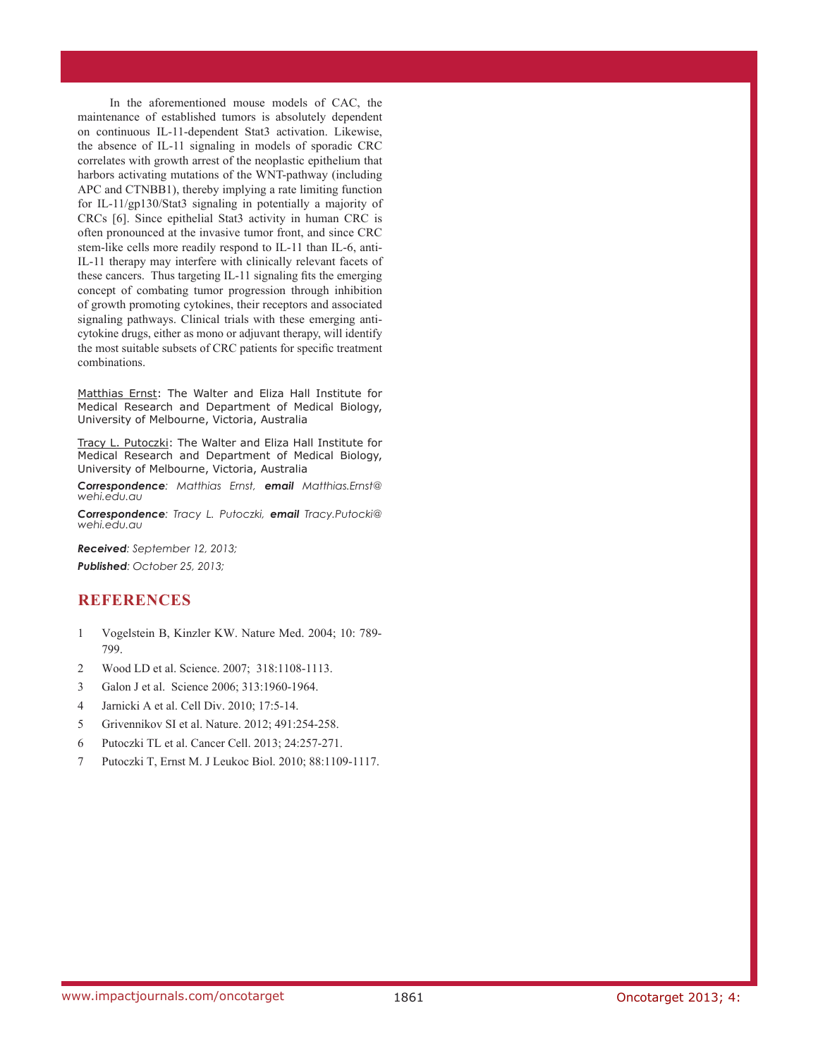In the aforementioned mouse models of CAC, the maintenance of established tumors is absolutely dependent on continuous IL-11-dependent Stat3 activation. Likewise, the absence of IL-11 signaling in models of sporadic CRC correlates with growth arrest of the neoplastic epithelium that harbors activating mutations of the WNT-pathway (including APC and CTNBB1), thereby implying a rate limiting function for IL-11/gp130/Stat3 signaling in potentially a majority of CRCs [6]. Since epithelial Stat3 activity in human CRC is often pronounced at the invasive tumor front, and since CRC stem-like cells more readily respond to IL-11 than IL-6, anti-IL-11 therapy may interfere with clinically relevant facets of these cancers. Thus targeting IL-11 signaling fits the emerging concept of combating tumor progression through inhibition of growth promoting cytokines, their receptors and associated signaling pathways. Clinical trials with these emerging anti-cytokine drugs, either as mono or adjuvant therapy, will identify the most suitable subsets of CRC patients for specific treatment combinations.

Matthias Ernst: The Walter and Eliza Hall Institute for Medical Research and Department of Medical Biology, University of Melbourne, Victoria, Australia

Tracy L. Putoczki: The Walter and Eliza Hall Institute for Medical Research and Department of Medical Biology, University of Melbourne, Victoria, Australia

***Correspondence**: Matthias Ernst, **email** Matthias.Ernst@wehi.edu.au*

***Correspondence**: Tracy L. Putoczki, **email** Tracy.Putocki@wehi.edu.au*

***Received**: September 12, 2013;*

***Published**: October 25, 2013;*

## REFERENCES

1. Vogelstein B, Kinzler KW. Nature Med. 2004; 10: 789-799.
2. Wood LD et al. Science. 2007; 318:1108-1113.
3. Galon J et al. Science 2006; 313:1960-1964.
4. Jarnicki A et al. Cell Div. 2010; 17:5-14.
5. Grivennikov SI et al. Nature. 2012; 491:254-258.
6. Putoczki TL et al. Cancer Cell. 2013; 24:257-271.
7. Putoczki T, Ernst M. J Leukoc Biol. 2010; 88:1109-1117.